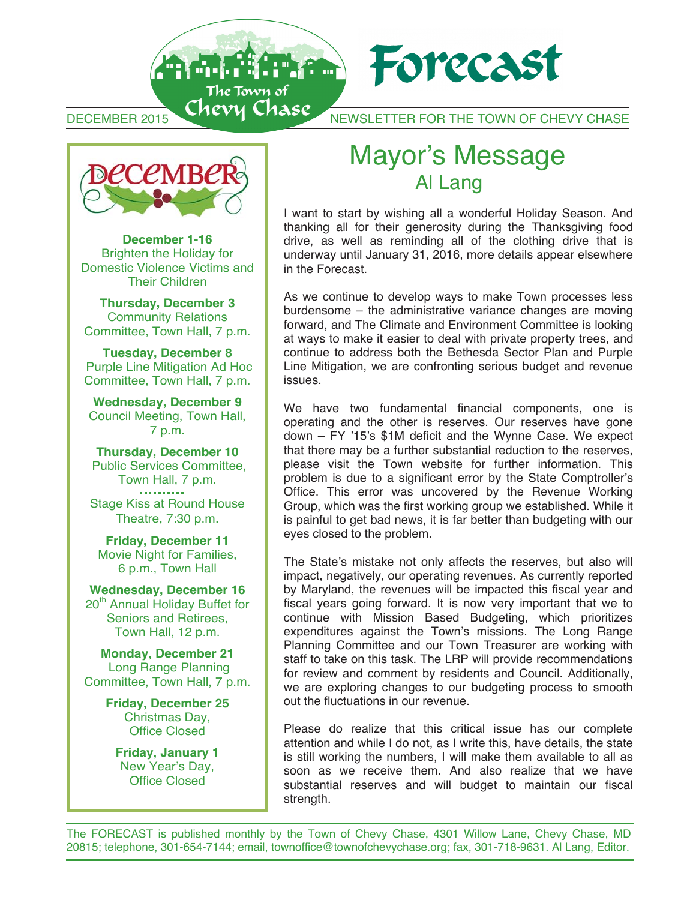# Forecast

The Town of Chevy Chase

DECEMBER 2015 — NEWSLETTER FOR THE TOWN OF CHEVY CHASE

## Mayor's Message

### Al Lang

I want to start by wishing all a wonderful Holiday Season. And thanking all for their generosity during the Thanksgiving food drive, as well as reminding all of the clothing drive that is underway until January 31, 2016, more details appear elsewhere in the Forecast.

As we continue to develop ways to make Town processes less burdensome – the administrative variance changes are moving forward, and The Climate and Environment Committee is looking at ways to make it easier to deal with private property trees, and continue to address both the Bethesda Sector Plan and Purple Line Mitigation, we are confronting serious budget and revenue issues.

We have two fundamental financial components, one is operating and the other is reserves. Our reserves have gone down – FY '15's $1M deficit and the Wynne Case. We expect that there may be a further substantial reduction to the reserves, please visit the Town website for further information. This problem is due to a significant error by the State Comptroller's Office. This error was uncovered by the Revenue Working Group, which was the first working group we established. While it is painful to get bad news, it is far better than budgeting with our eyes closed to the problem.

The State's mistake not only affects the reserves, but also will impact, negatively, our operating revenues. As currently reported by Maryland, the revenues will be impacted this fiscal year and fiscal years going forward. It is now very important that we to continue with Mission Based Budgeting, which prioritizes expenditures against the Town's missions. The Long Range Planning Committee and our Town Treasurer are working with staff to take on this task. The LRP will provide recommendations for review and comment by residents and Council. Additionally, we are exploring changes to our budgeting process to smooth out the fluctuations in our revenue.

Please do realize that this critical issue has our complete attention and while I do not, as I write this, have details, the state is still working the numbers, I will make them available to all as soon as we receive them. And also realize that we have substantial reserves and will budget to maintain our fiscal strength.

## December

**December 1-16**
Brighten the Holiday for Domestic Violence Victims and Their Children

**Thursday, December 3**
Community Relations Committee, Town Hall, 7 p.m.

**Tuesday, December 8**
Purple Line Mitigation Ad Hoc Committee, Town Hall, 7 p.m.

**Wednesday, December 9**
Council Meeting, Town Hall, 7 p.m.

**Thursday, December 10**
Public Services Committee, Town Hall, 7 p.m.

..........

Stage Kiss at Round House Theatre, 7:30 p.m.

**Friday, December 11**
Movie Night for Families, 6 p.m., Town Hall

**Wednesday, December 16**
20th Annual Holiday Buffet for Seniors and Retirees, Town Hall, 12 p.m.

**Monday, December 21**
Long Range Planning Committee, Town Hall, 7 p.m.

**Friday, December 25**
Christmas Day, Office Closed

**Friday, January 1**
New Year's Day, Office Closed

---

The FORECAST is published monthly by the Town of Chevy Chase, 4301 Willow Lane, Chevy Chase, MD 20815; telephone, 301-654-7144; email, townoffice@townofchevychase.org; fax, 301-718-9631. Al Lang, Editor.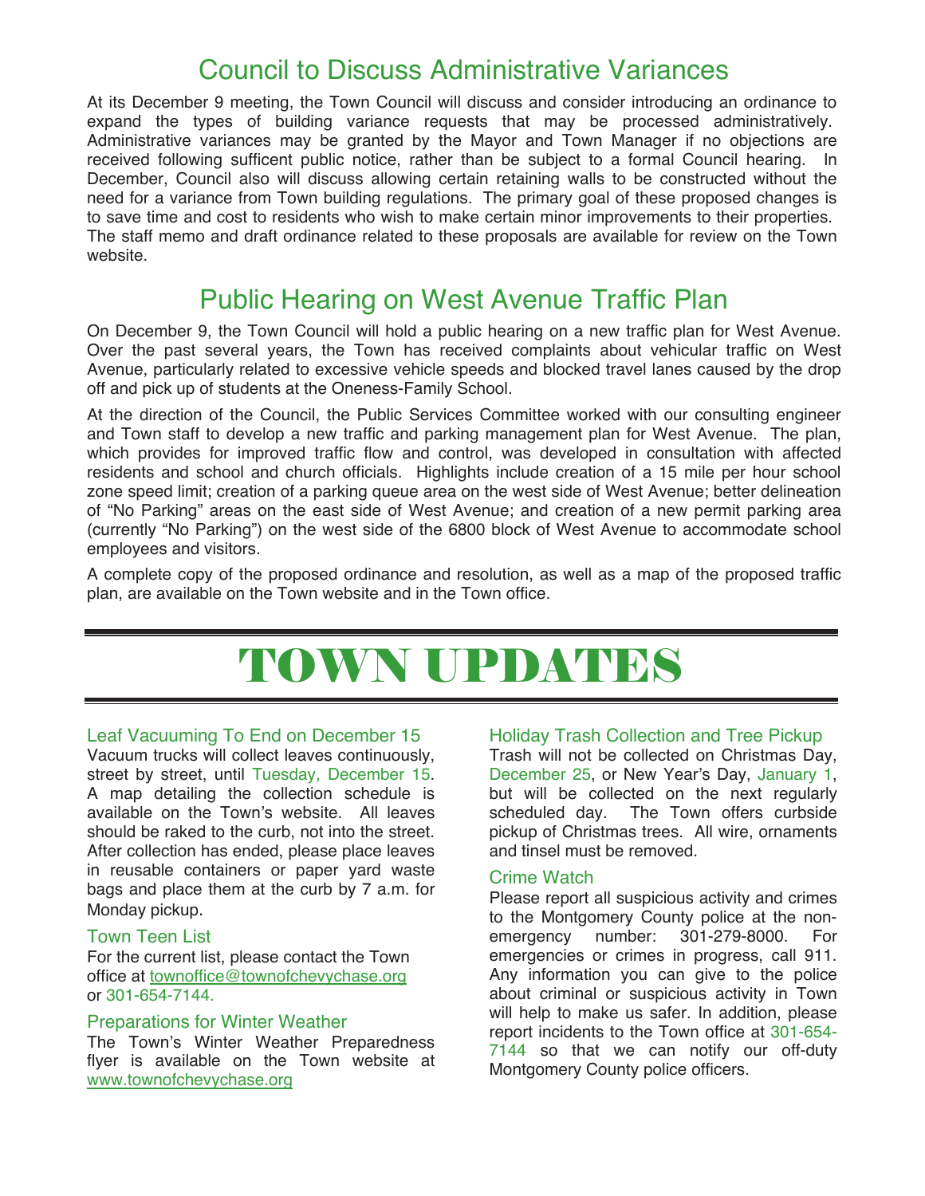## Council to Discuss Administrative Variances

At its December 9 meeting, the Town Council will discuss and consider introducing an ordinance to expand the types of building variance requests that may be processed administratively. Administrative variances may be granted by the Mayor and Town Manager if no objections are received following sufficent public notice, rather than be subject to a formal Council hearing. In December, Council also will discuss allowing certain retaining walls to be constructed without the need for a variance from Town building regulations. The primary goal of these proposed changes is to save time and cost to residents who wish to make certain minor improvements to their properties. The staff memo and draft ordinance related to these proposals are available for review on the Town website.

## Public Hearing on West Avenue Traffic Plan

On December 9, the Town Council will hold a public hearing on a new traffic plan for West Avenue. Over the past several years, the Town has received complaints about vehicular traffic on West Avenue, particularly related to excessive vehicle speeds and blocked travel lanes caused by the drop off and pick up of students at the Oneness-Family School.

At the direction of the Council, the Public Services Committee worked with our consulting engineer and Town staff to develop a new traffic and parking management plan for West Avenue. The plan, which provides for improved traffic flow and control, was developed in consultation with affected residents and school and church officials. Highlights include creation of a 15 mile per hour school zone speed limit; creation of a parking queue area on the west side of West Avenue; better delineation of "No Parking" areas on the east side of West Avenue; and creation of a new permit parking area (currently "No Parking") on the west side of the 6800 block of West Avenue to accommodate school employees and visitors.

A complete copy of the proposed ordinance and resolution, as well as a map of the proposed traffic plan, are available on the Town website and in the Town office.

# TOWN UPDATES

### Leaf Vacuuming To End on December 15

Vacuum trucks will collect leaves continuously, street by street, until Tuesday, December 15. A map detailing the collection schedule is available on the Town's website. All leaves should be raked to the curb, not into the street. After collection has ended, please place leaves in reusable containers or paper yard waste bags and place them at the curb by 7 a.m. for Monday pickup.

### Town Teen List

For the current list, please contact the Town office at townoffice@townofchevychase.org or 301-654-7144.

### Preparations for Winter Weather

The Town's Winter Weather Preparedness flyer is available on the Town website at www.townofchevychase.org

### Holiday Trash Collection and Tree Pickup

Trash will not be collected on Christmas Day, December 25, or New Year's Day, January 1, but will be collected on the next regularly scheduled day. The Town offers curbside pickup of Christmas trees. All wire, ornaments and tinsel must be removed.

### Crime Watch

Please report all suspicious activity and crimes to the Montgomery County police at the non-emergency number: 301-279-8000. For emergencies or crimes in progress, call 911. Any information you can give to the police about criminal or suspicious activity in Town will help to make us safer. In addition, please report incidents to the Town office at 301-654-7144 so that we can notify our off-duty Montgomery County police officers.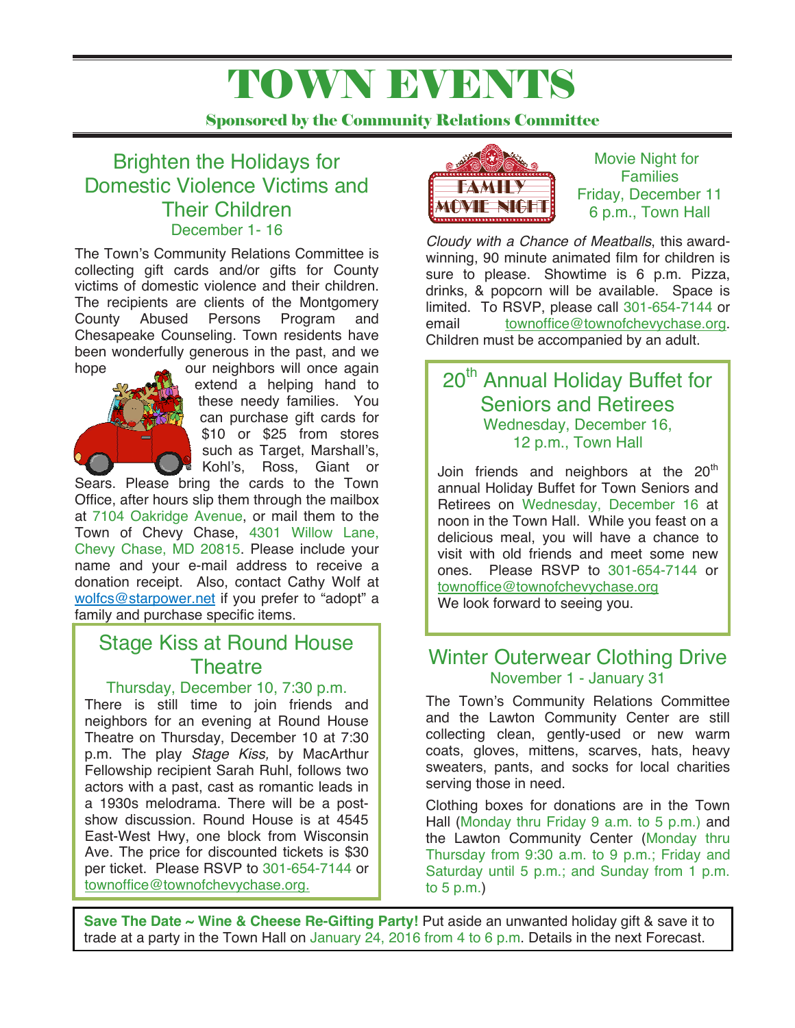# TOWN EVENTS

**Sponsored by the Community Relations Committee**

## Brighten the Holidays for Domestic Violence Victims and Their Children

December 1- 16

The Town's Community Relations Committee is collecting gift cards and/or gifts for County victims of domestic violence and their children. The recipients are clients of the Montgomery County Abused Persons Program and Chesapeake Counseling. Town residents have been wonderfully generous in the past, and we hope our neighbors will once again extend a helping hand to these needy families. You can purchase gift cards for $10 or $25 from stores such as Target, Marshall's, Kohl's, Ross, Giant or Sears. Please bring the cards to the Town Office, after hours slip them through the mailbox at 7104 Oakridge Avenue, or mail them to the Town of Chevy Chase, 4301 Willow Lane, Chevy Chase, MD 20815. Please include your name and your e-mail address to receive a donation receipt. Also, contact Cathy Wolf at wolfcs@starpower.net if you prefer to "adopt" a family and purchase specific items.

## Stage Kiss at Round House Theatre

Thursday, December 10, 7:30 p.m.

There is still time to join friends and neighbors for an evening at Round House Theatre on Thursday, December 10 at 7:30 p.m. The play *Stage Kiss,* by MacArthur Fellowship recipient Sarah Ruhl, follows two actors with a past, cast as romantic leads in a 1930s melodrama. There will be a post-show discussion. Round House is at 4545 East-West Hwy, one block from Wisconsin Ave. The price for discounted tickets is $30 per ticket. Please RSVP to 301-654-7144 or townoffice@townofchevychase.org.

## Movie Night for Families

Friday, December 11
6 p.m., Town Hall

*Cloudy with a Chance of Meatballs*, this award-winning, 90 minute animated film for children is sure to please. Showtime is 6 p.m. Pizza, drinks, & popcorn will be available. Space is limited. To RSVP, please call 301-654-7144 or email townoffice@townofchevychase.org. Children must be accompanied by an adult.

## 20th Annual Holiday Buffet for Seniors and Retirees

Wednesday, December 16,
12 p.m., Town Hall

Join friends and neighbors at the 20th annual Holiday Buffet for Town Seniors and Retirees on Wednesday, December 16 at noon in the Town Hall. While you feast on a delicious meal, you will have a chance to visit with old friends and meet some new ones. Please RSVP to 301-654-7144 or townoffice@townofchevychase.org
We look forward to seeing you.

## Winter Outerwear Clothing Drive

November 1 - January 31

The Town's Community Relations Committee and the Lawton Community Center are still collecting clean, gently-used or new warm coats, gloves, mittens, scarves, hats, heavy sweaters, pants, and socks for local charities serving those in need.

Clothing boxes for donations are in the Town Hall (Monday thru Friday 9 a.m. to 5 p.m.) and the Lawton Community Center (Monday thru Thursday from 9:30 a.m. to 9 p.m.; Friday and Saturday until 5 p.m.; and Sunday from 1 p.m. to 5 p.m.)

**Save The Date ~ Wine & Cheese Re-Gifting Party!** Put aside an unwanted holiday gift & save it to trade at a party in the Town Hall on January 24, 2016 from 4 to 6 p.m. Details in the next Forecast.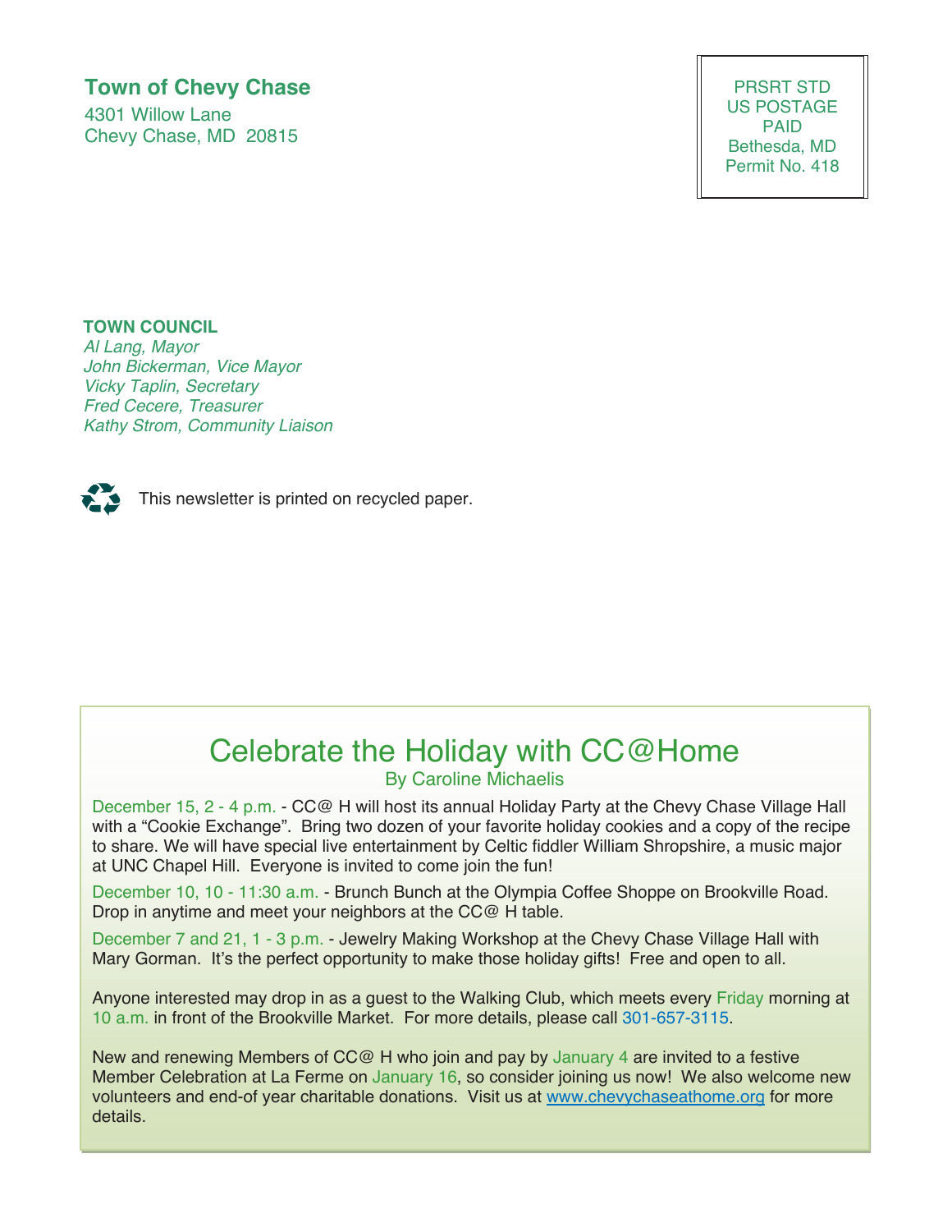**Town of Chevy Chase**

4301 Willow Lane
Chevy Chase, MD 20815

PRSRT STD
US POSTAGE
PAID
Bethesda, MD
Permit No. 418

**TOWN COUNCIL**

*Al Lang, Mayor*
*John Bickerman, Vice Mayor*
*Vicky Taplin, Secretary*
*Fred Cecere, Treasurer*
*Kathy Strom, Community Liaison*

This newsletter is printed on recycled paper.

## Celebrate the Holiday with CC@Home

By Caroline Michaelis

December 15, 2 - 4 p.m. - CC@ H will host its annual Holiday Party at the Chevy Chase Village Hall with a "Cookie Exchange". Bring two dozen of your favorite holiday cookies and a copy of the recipe to share. We will have special live entertainment by Celtic fiddler William Shropshire, a music major at UNC Chapel Hill. Everyone is invited to come join the fun!

December 10, 10 - 11:30 a.m. - Brunch Bunch at the Olympia Coffee Shoppe on Brookville Road. Drop in anytime and meet your neighbors at the CC@ H table.

December 7 and 21, 1 - 3 p.m. - Jewelry Making Workshop at the Chevy Chase Village Hall with Mary Gorman. It's the perfect opportunity to make those holiday gifts! Free and open to all.

Anyone interested may drop in as a guest to the Walking Club, which meets every Friday morning at 10 a.m. in front of the Brookville Market. For more details, please call 301-657-3115.

New and renewing Members of CC@ H who join and pay by January 4 are invited to a festive Member Celebration at La Ferme on January 16, so consider joining us now! We also welcome new volunteers and end-of year charitable donations. Visit us at www.chevychaseathome.org for more details.